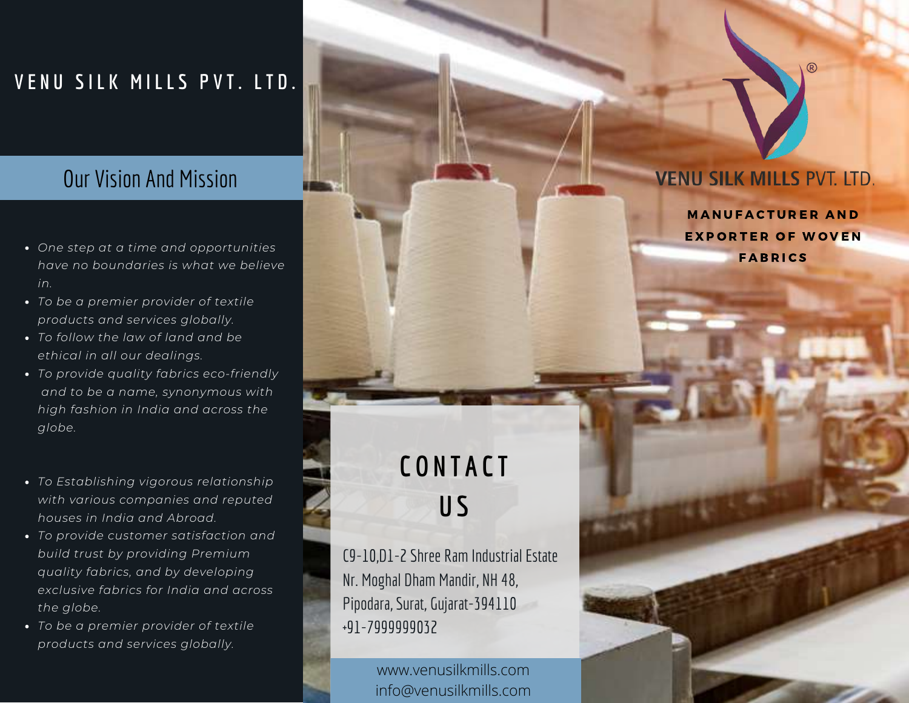# VENU SILK MILLS PVT. LTD.

## Our Vision And Mission

- *One step at a time and opportunities have no boundaries is what we believe in.*
- *To be a premier provider of textile products and services globally.*
- *To follow the law of land and be ethical in all our dealings.*
- *To provide quality fabrics eco-friendly and to be a name, synonymous with high fashion in India and across the globe.*

- *To Establishing vigorous relationship with various companies and reputed houses in India and Abroad.*
- *To provide customer satisfaction and build trust by providing Premium quality fabrics, and by developing exclusive fabrics for India and across the globe.*
- *To be a premier provider of textile products and services globally.*

**VENU SILK MILLS** PVT. LTD.

**MANUFACTURER AND EXPORTER OF WOVEN FABRICS**

## CONTACT US

C9-10,D1-2 Shree Ram Industrial Estate
Nr. Moghal Dham Mandir, NH 48,
Pipodara, Surat, Gujarat-394110
+91-7999999032

www.venusilkmills.com
info@venusilkmills.com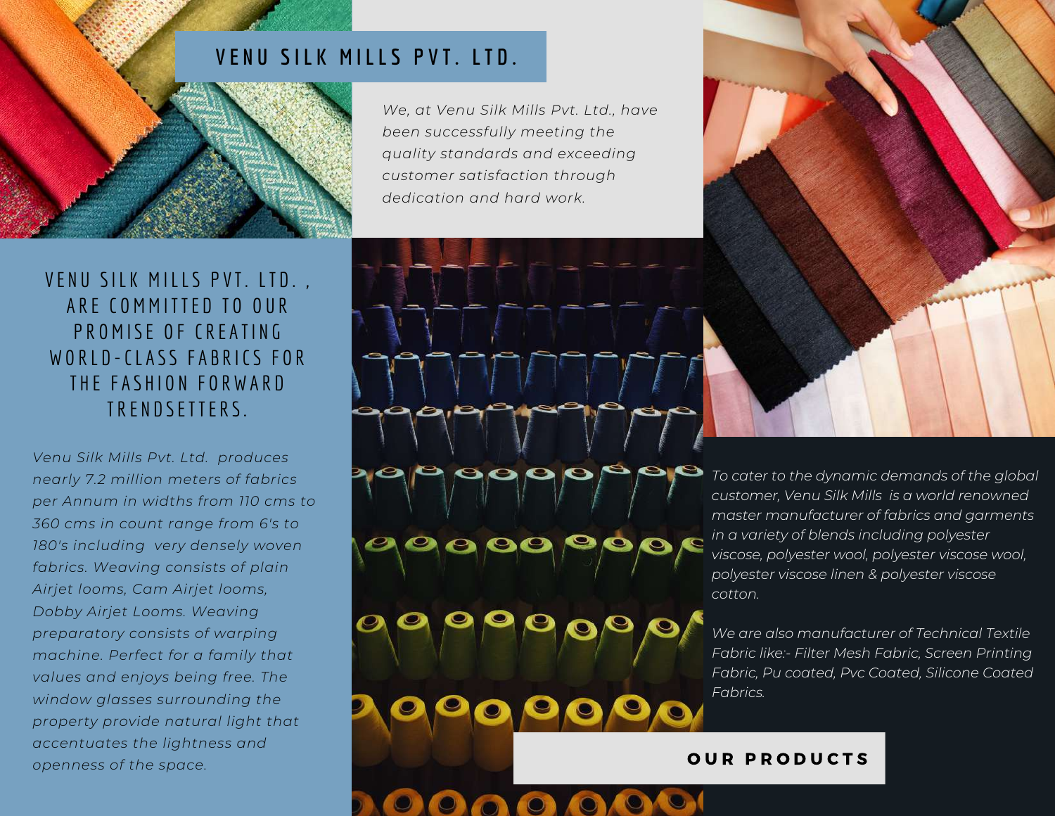# VENU SILK MILLS PVT. LTD.

*We, at Venu Silk Mills Pvt. Ltd., have been successfully meeting the quality standards and exceeding customer satisfaction through dedication and hard work.*

## VENU SILK MILLS PVT. LTD. , ARE COMMITTED TO OUR PROMISE OF CREATING WORLD-CLASS FABRICS FOR THE FASHION FORWARD TRENDSETTERS.

*Venu Silk Mills Pvt. Ltd. produces nearly 7.2 million meters of fabrics per Annum in widths from 110 cms to 360 cms in count range from 6's to 180's including very densely woven fabrics. Weaving consists of plain Airjet looms, Cam Airjet looms, Dobby Airjet Looms. Weaving preparatory consists of warping machine. Perfect for a family that values and enjoys being free. The window glasses surrounding the property provide natural light that accentuates the lightness and openness of the space.*

*To cater to the dynamic demands of the global customer, Venu Silk Mills is a world renowned master manufacturer of fabrics and garments in a variety of blends including polyester viscose, polyester wool, polyester viscose wool, polyester viscose linen & polyester viscose cotton.*

*We are also manufacturer of Technical Textile Fabric like:- Filter Mesh Fabric, Screen Printing Fabric, Pu coated, Pvc Coated, Silicone Coated Fabrics.*

**OUR PRODUCTS**